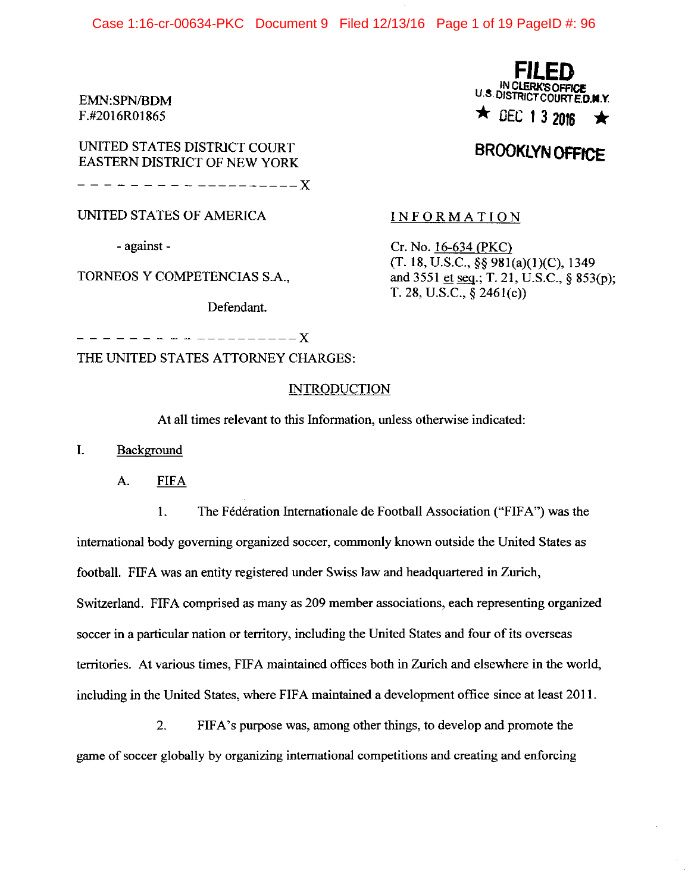EMN:SPN/BDM
F.#2016R01865

**FILED**
IN CLERK'S OFFICE
U.S. DISTRICT COURT E.D.N.Y.
★ DEC 13 2016 ★
**BROOKLYN OFFICE**

UNITED STATES DISTRICT COURT
EASTERN DISTRICT OF NEW YORK

\- - - - - - - - - - - - - - - - - - - X

UNITED STATES OF AMERICA

\- against -

TORNEOS Y COMPETENCIAS S.A.,

Defendant.

\- - - - - - - - - - - - - - - - - - - X

**INFORMATION**

Cr. No. 16-634 (PKC)
(T. 18, U.S.C., §§ 981(a)(1)(C), 1349 and 3551 et seq.; T. 21, U.S.C., § 853(p); T. 28, U.S.C., § 2461(c))

THE UNITED STATES ATTORNEY CHARGES:

## INTRODUCTION

At all times relevant to this Information, unless otherwise indicated:

### I. Background

#### A. FIFA

1. The Fédération Internationale de Football Association ("FIFA") was the international body governing organized soccer, commonly known outside the United States as football. FIFA was an entity registered under Swiss law and headquartered in Zurich, Switzerland. FIFA comprised as many as 209 member associations, each representing organized soccer in a particular nation or territory, including the United States and four of its overseas territories. At various times, FIFA maintained offices both in Zurich and elsewhere in the world, including in the United States, where FIFA maintained a development office since at least 2011.

2. FIFA's purpose was, among other things, to develop and promote the game of soccer globally by organizing international competitions and creating and enforcing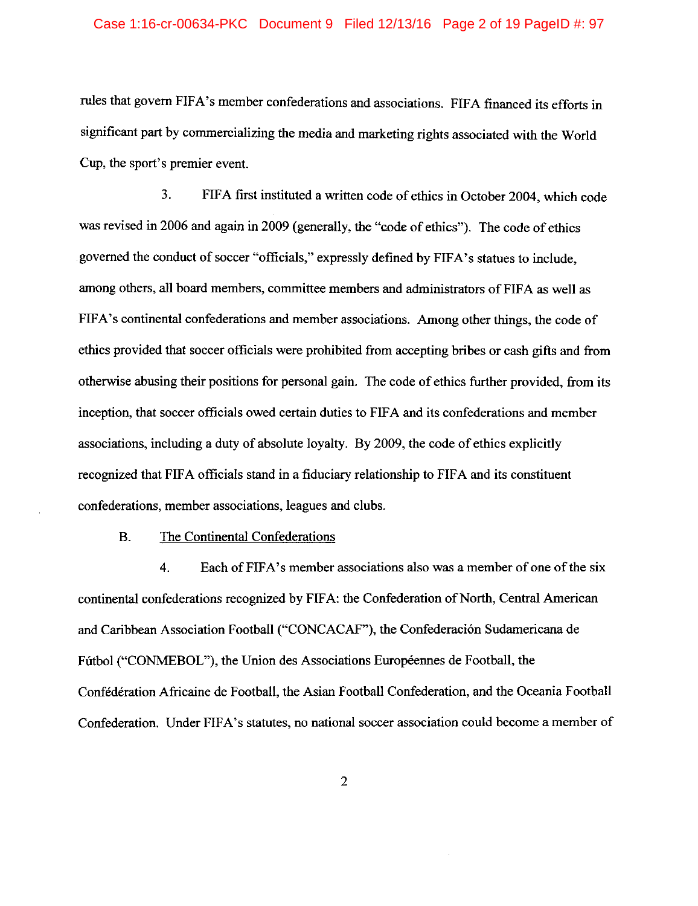rules that govern FIFA's member confederations and associations. FIFA financed its efforts in significant part by commercializing the media and marketing rights associated with the World Cup, the sport's premier event.

3. FIFA first instituted a written code of ethics in October 2004, which code was revised in 2006 and again in 2009 (generally, the "code of ethics"). The code of ethics governed the conduct of soccer "officials," expressly defined by FIFA's statues to include, among others, all board members, committee members and administrators of FIFA as well as FIFA's continental confederations and member associations. Among other things, the code of ethics provided that soccer officials were prohibited from accepting bribes or cash gifts and from otherwise abusing their positions for personal gain. The code of ethics further provided, from its inception, that soccer officials owed certain duties to FIFA and its confederations and member associations, including a duty of absolute loyalty. By 2009, the code of ethics explicitly recognized that FIFA officials stand in a fiduciary relationship to FIFA and its constituent confederations, member associations, leagues and clubs.

B. The Continental Confederations

4. Each of FIFA's member associations also was a member of one of the six continental confederations recognized by FIFA: the Confederation of North, Central American and Caribbean Association Football ("CONCACAF"), the Confederación Sudamericana de Fútbol ("CONMEBOL"), the Union des Associations Européennes de Football, the Confédération Africaine de Football, the Asian Football Confederation, and the Oceania Football Confederation. Under FIFA's statutes, no national soccer association could become a member of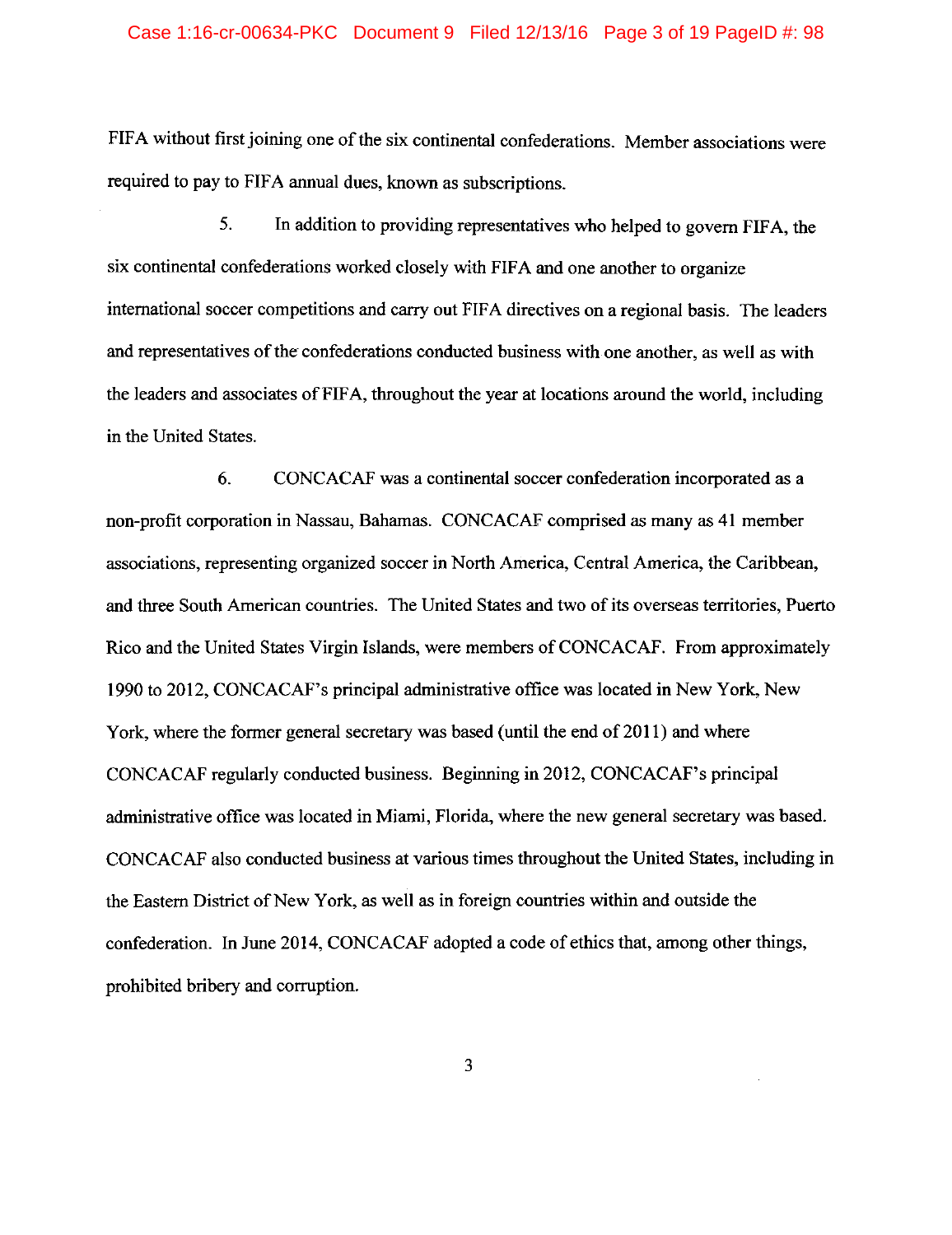FIFA without first joining one of the six continental confederations. Member associations were required to pay to FIFA annual dues, known as subscriptions.

5. In addition to providing representatives who helped to govern FIFA, the six continental confederations worked closely with FIFA and one another to organize international soccer competitions and carry out FIFA directives on a regional basis. The leaders and representatives of the confederations conducted business with one another, as well as with the leaders and associates of FIFA, throughout the year at locations around the world, including in the United States.

6. CONCACAF was a continental soccer confederation incorporated as a non-profit corporation in Nassau, Bahamas. CONCACAF comprised as many as 41 member associations, representing organized soccer in North America, Central America, the Caribbean, and three South American countries. The United States and two of its overseas territories, Puerto Rico and the United States Virgin Islands, were members of CONCACAF. From approximately 1990 to 2012, CONCACAF's principal administrative office was located in New York, New York, where the former general secretary was based (until the end of 2011) and where CONCACAF regularly conducted business. Beginning in 2012, CONCACAF's principal administrative office was located in Miami, Florida, where the new general secretary was based. CONCACAF also conducted business at various times throughout the United States, including in the Eastern District of New York, as well as in foreign countries within and outside the confederation. In June 2014, CONCACAF adopted a code of ethics that, among other things, prohibited bribery and corruption.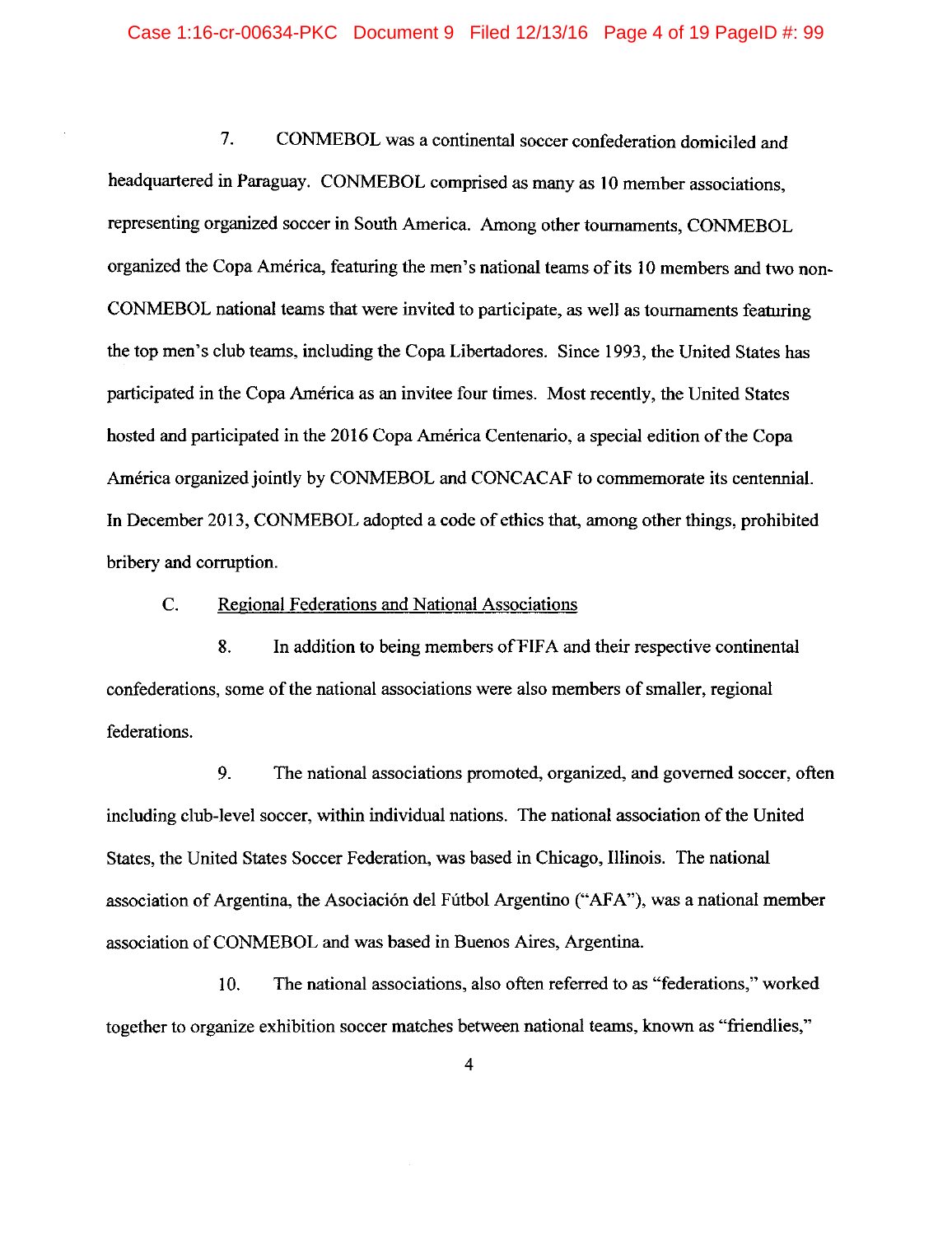7. CONMEBOL was a continental soccer confederation domiciled and headquartered in Paraguay. CONMEBOL comprised as many as 10 member associations, representing organized soccer in South America. Among other tournaments, CONMEBOL organized the Copa América, featuring the men's national teams of its 10 members and two non-CONMEBOL national teams that were invited to participate, as well as tournaments featuring the top men's club teams, including the Copa Libertadores. Since 1993, the United States has participated in the Copa América as an invitee four times. Most recently, the United States hosted and participated in the 2016 Copa América Centenario, a special edition of the Copa América organized jointly by CONMEBOL and CONCACAF to commemorate its centennial. In December 2013, CONMEBOL adopted a code of ethics that, among other things, prohibited bribery and corruption.

C. Regional Federations and National Associations

8. In addition to being members of FIFA and their respective continental confederations, some of the national associations were also members of smaller, regional federations.

9. The national associations promoted, organized, and governed soccer, often including club-level soccer, within individual nations. The national association of the United States, the United States Soccer Federation, was based in Chicago, Illinois. The national association of Argentina, the Asociación del Fútbol Argentino ("AFA"), was a national member association of CONMEBOL and was based in Buenos Aires, Argentina.

10. The national associations, also often referred to as "federations," worked together to organize exhibition soccer matches between national teams, known as "friendlies,"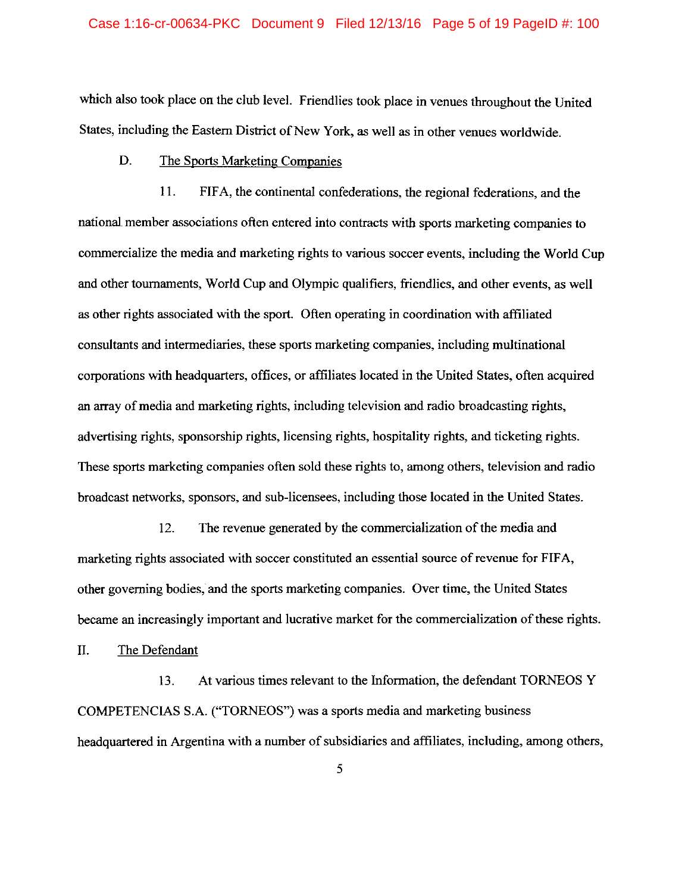which also took place on the club level. Friendlies took place in venues throughout the United States, including the Eastern District of New York, as well as in other venues worldwide.

### D. The Sports Marketing Companies

11. FIFA, the continental confederations, the regional federations, and the national member associations often entered into contracts with sports marketing companies to commercialize the media and marketing rights to various soccer events, including the World Cup and other tournaments, World Cup and Olympic qualifiers, friendlies, and other events, as well as other rights associated with the sport. Often operating in coordination with affiliated consultants and intermediaries, these sports marketing companies, including multinational corporations with headquarters, offices, or affiliates located in the United States, often acquired an array of media and marketing rights, including television and radio broadcasting rights, advertising rights, sponsorship rights, licensing rights, hospitality rights, and ticketing rights. These sports marketing companies often sold these rights to, among others, television and radio broadcast networks, sponsors, and sub-licensees, including those located in the United States.

12. The revenue generated by the commercialization of the media and marketing rights associated with soccer constituted an essential source of revenue for FIFA, other governing bodies, and the sports marketing companies. Over time, the United States became an increasingly important and lucrative market for the commercialization of these rights.

## II. The Defendant

13. At various times relevant to the Information, the defendant TORNEOS Y COMPETENCIAS S.A. ("TORNEOS") was a sports media and marketing business headquartered in Argentina with a number of subsidiaries and affiliates, including, among others,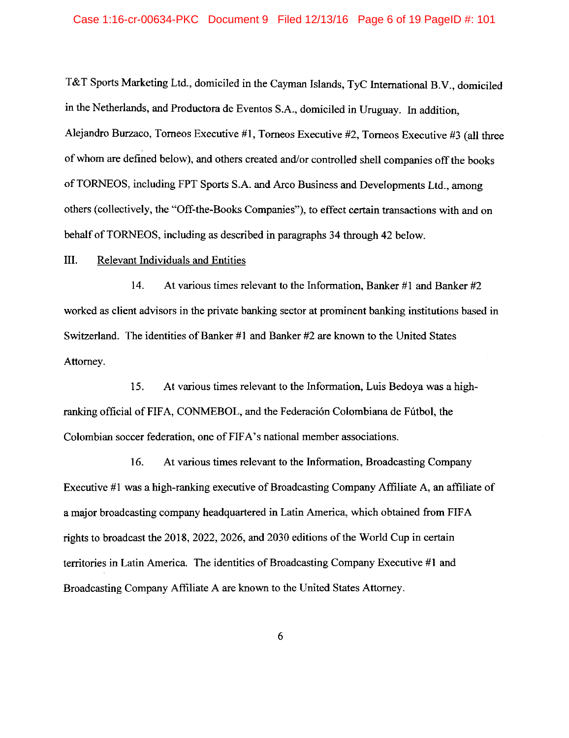T&T Sports Marketing Ltd., domiciled in the Cayman Islands, TyC International B.V., domiciled in the Netherlands, and Productora de Eventos S.A., domiciled in Uruguay. In addition, Alejandro Burzaco, Torneos Executive #1, Torneos Executive #2, Torneos Executive #3 (all three of whom are defined below), and others created and/or controlled shell companies off the books of TORNEOS, including FPT Sports S.A. and Arco Business and Developments Ltd., among others (collectively, the "Off-the-Books Companies"), to effect certain transactions with and on behalf of TORNEOS, including as described in paragraphs 34 through 42 below.

III. Relevant Individuals and Entities

14. At various times relevant to the Information, Banker #1 and Banker #2 worked as client advisors in the private banking sector at prominent banking institutions based in Switzerland. The identities of Banker #1 and Banker #2 are known to the United States Attorney.

15. At various times relevant to the Information, Luis Bedoya was a high-ranking official of FIFA, CONMEBOL, and the Federación Colombiana de Fútbol, the Colombian soccer federation, one of FIFA's national member associations.

16. At various times relevant to the Information, Broadcasting Company Executive #1 was a high-ranking executive of Broadcasting Company Affiliate A, an affiliate of a major broadcasting company headquartered in Latin America, which obtained from FIFA rights to broadcast the 2018, 2022, 2026, and 2030 editions of the World Cup in certain territories in Latin America. The identities of Broadcasting Company Executive #1 and Broadcasting Company Affiliate A are known to the United States Attorney.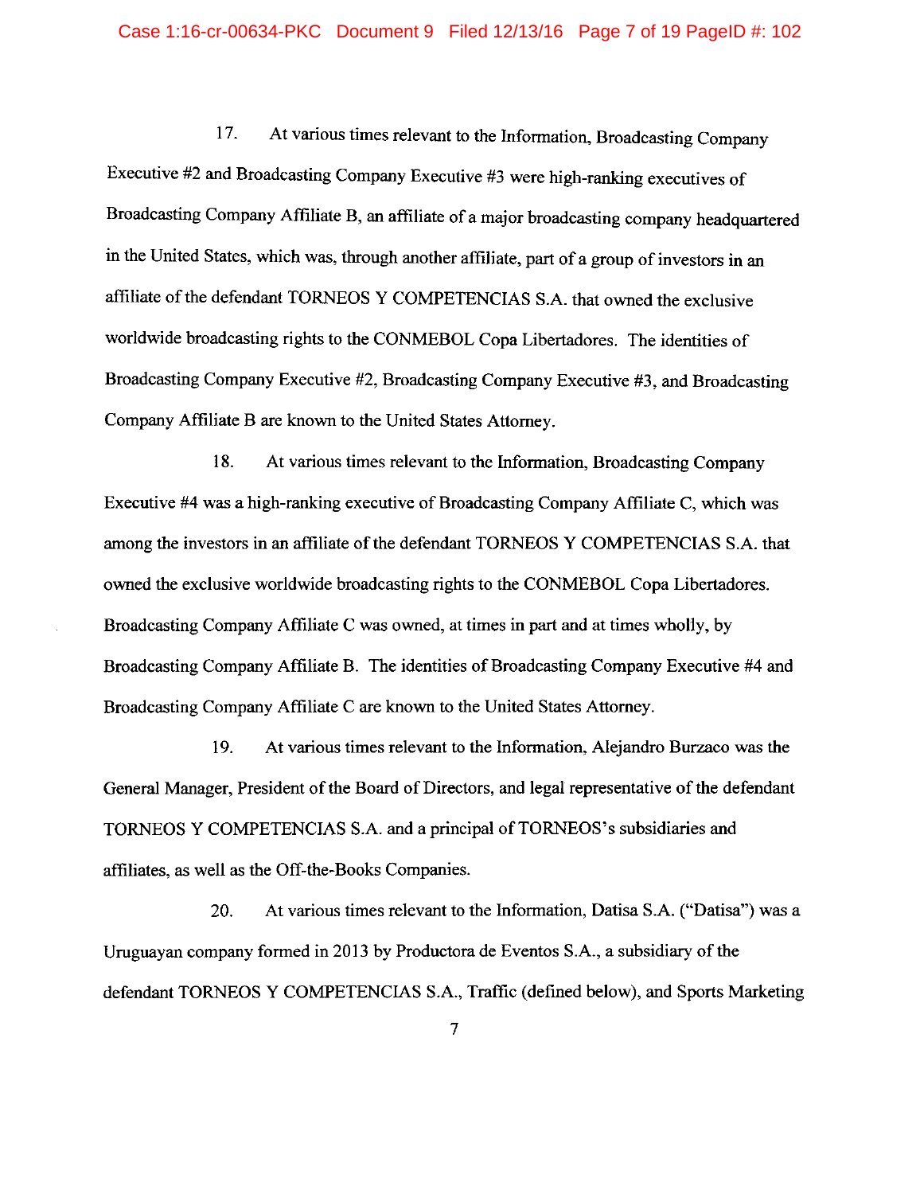17. At various times relevant to the Information, Broadcasting Company Executive #2 and Broadcasting Company Executive #3 were high-ranking executives of Broadcasting Company Affiliate B, an affiliate of a major broadcasting company headquartered in the United States, which was, through another affiliate, part of a group of investors in an affiliate of the defendant TORNEOS Y COMPETENCIAS S.A. that owned the exclusive worldwide broadcasting rights to the CONMEBOL Copa Libertadores. The identities of Broadcasting Company Executive #2, Broadcasting Company Executive #3, and Broadcasting Company Affiliate B are known to the United States Attorney.

18. At various times relevant to the Information, Broadcasting Company Executive #4 was a high-ranking executive of Broadcasting Company Affiliate C, which was among the investors in an affiliate of the defendant TORNEOS Y COMPETENCIAS S.A. that owned the exclusive worldwide broadcasting rights to the CONMEBOL Copa Libertadores. Broadcasting Company Affiliate C was owned, at times in part and at times wholly, by Broadcasting Company Affiliate B. The identities of Broadcasting Company Executive #4 and Broadcasting Company Affiliate C are known to the United States Attorney.

19. At various times relevant to the Information, Alejandro Burzaco was the General Manager, President of the Board of Directors, and legal representative of the defendant TORNEOS Y COMPETENCIAS S.A. and a principal of TORNEOS's subsidiaries and affiliates, as well as the Off-the-Books Companies.

20. At various times relevant to the Information, Datisa S.A. ("Datisa") was a Uruguayan company formed in 2013 by Productora de Eventos S.A., a subsidiary of the defendant TORNEOS Y COMPETENCIAS S.A., Traffic (defined below), and Sports Marketing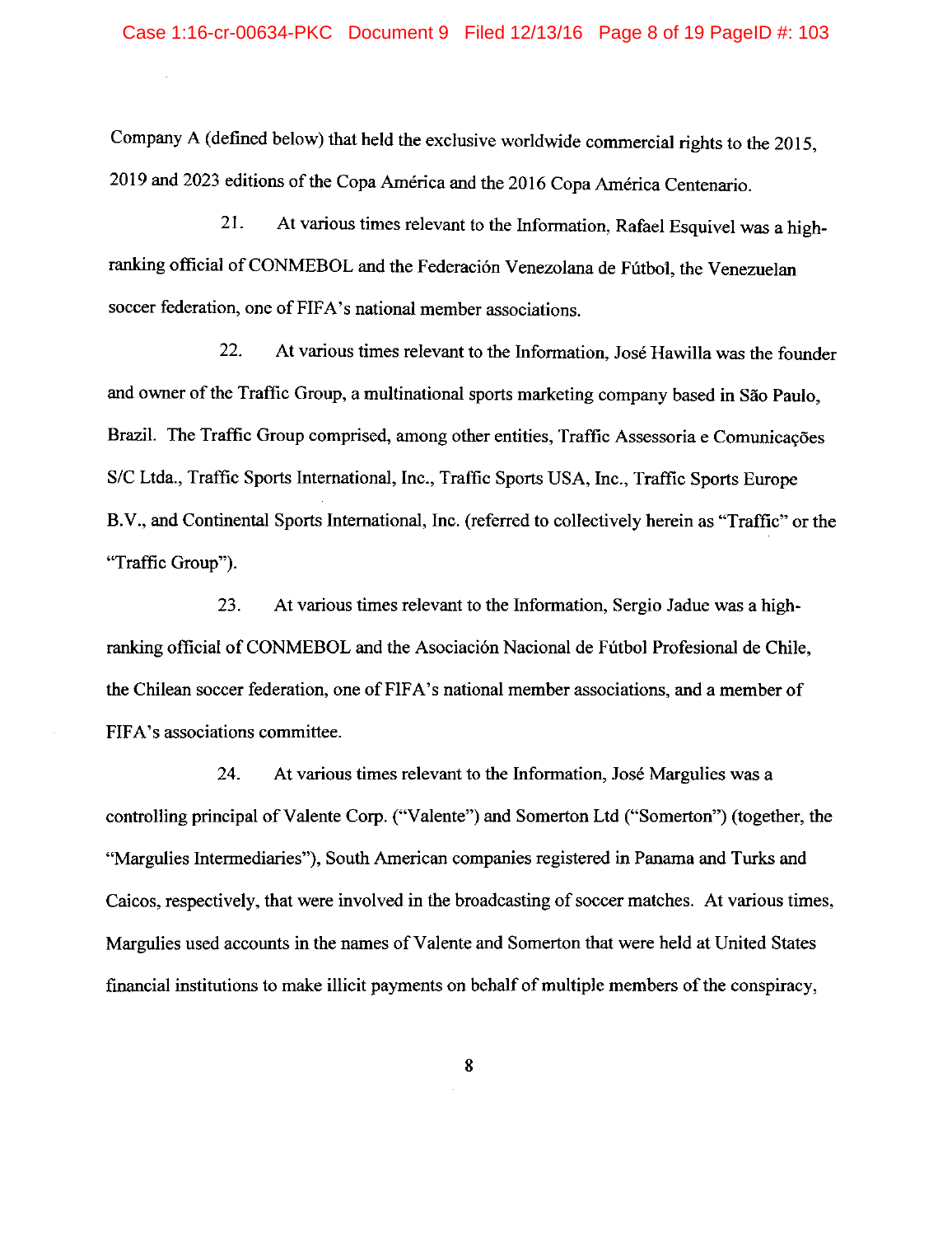Company A (defined below) that held the exclusive worldwide commercial rights to the 2015, 2019 and 2023 editions of the Copa América and the 2016 Copa América Centenario.

21. At various times relevant to the Information, Rafael Esquivel was a high-ranking official of CONMEBOL and the Federación Venezolana de Fútbol, the Venezuelan soccer federation, one of FIFA's national member associations.

22. At various times relevant to the Information, José Hawilla was the founder and owner of the Traffic Group, a multinational sports marketing company based in São Paulo, Brazil. The Traffic Group comprised, among other entities, Traffic Assessoria e Comunicações S/C Ltda., Traffic Sports International, Inc., Traffic Sports USA, Inc., Traffic Sports Europe B.V., and Continental Sports International, Inc. (referred to collectively herein as "Traffic" or the "Traffic Group").

23. At various times relevant to the Information, Sergio Jadue was a high-ranking official of CONMEBOL and the Asociación Nacional de Fútbol Profesional de Chile, the Chilean soccer federation, one of FIFA's national member associations, and a member of FIFA's associations committee.

24. At various times relevant to the Information, José Margulies was a controlling principal of Valente Corp. ("Valente") and Somerton Ltd ("Somerton") (together, the "Margulies Intermediaries"), South American companies registered in Panama and Turks and Caicos, respectively, that were involved in the broadcasting of soccer matches. At various times, Margulies used accounts in the names of Valente and Somerton that were held at United States financial institutions to make illicit payments on behalf of multiple members of the conspiracy,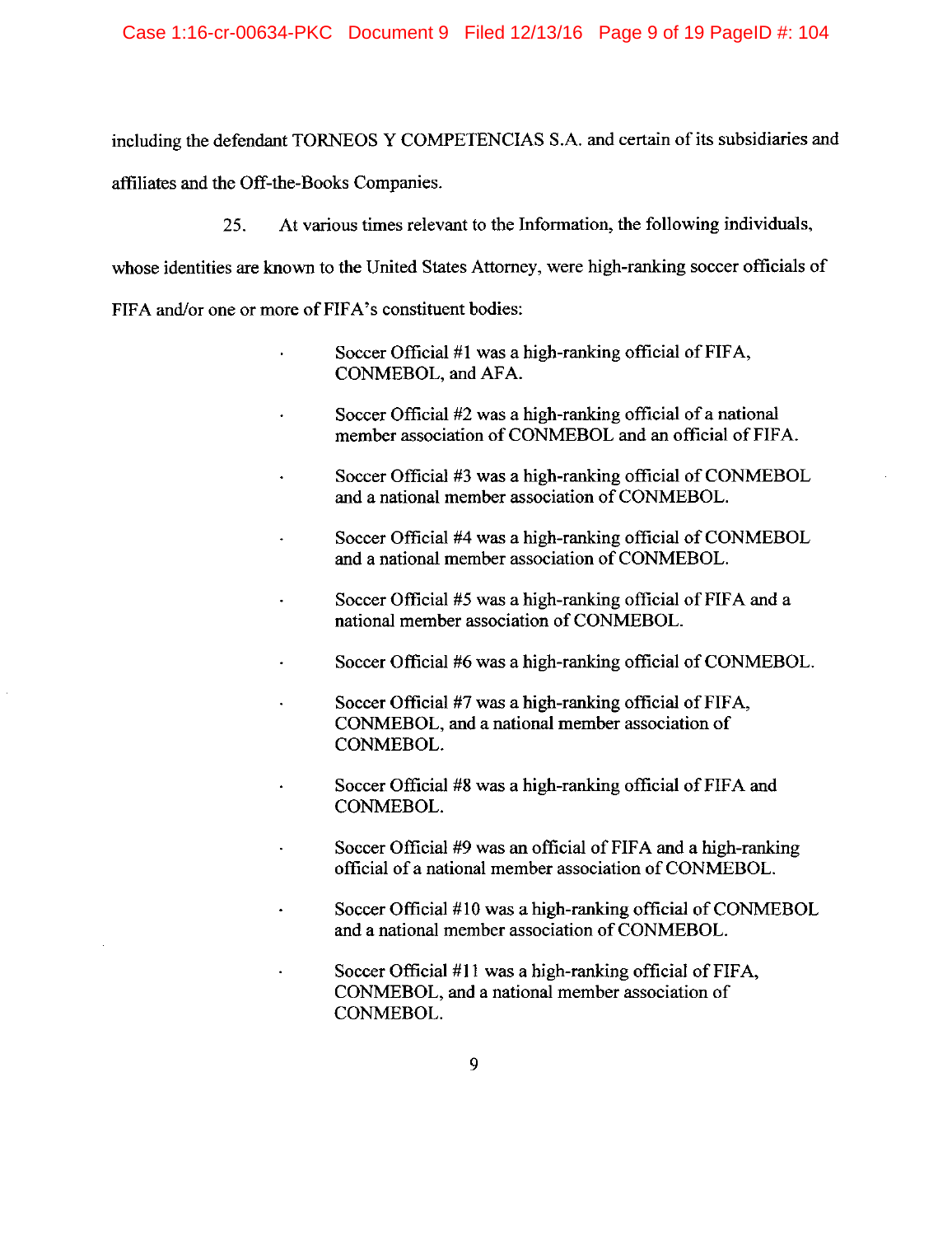including the defendant TORNEOS Y COMPETENCIAS S.A. and certain of its subsidiaries and affiliates and the Off-the-Books Companies.

25. At various times relevant to the Information, the following individuals, whose identities are known to the United States Attorney, were high-ranking soccer officials of FIFA and/or one or more of FIFA's constituent bodies:

- Soccer Official #1 was a high-ranking official of FIFA, CONMEBOL, and AFA.
- Soccer Official #2 was a high-ranking official of a national member association of CONMEBOL and an official of FIFA.
- Soccer Official #3 was a high-ranking official of CONMEBOL and a national member association of CONMEBOL.
- Soccer Official #4 was a high-ranking official of CONMEBOL and a national member association of CONMEBOL.
- Soccer Official #5 was a high-ranking official of FIFA and a national member association of CONMEBOL.
- Soccer Official #6 was a high-ranking official of CONMEBOL.
- Soccer Official #7 was a high-ranking official of FIFA, CONMEBOL, and a national member association of CONMEBOL.
- Soccer Official #8 was a high-ranking official of FIFA and CONMEBOL.
- Soccer Official #9 was an official of FIFA and a high-ranking official of a national member association of CONMEBOL.
- Soccer Official #10 was a high-ranking official of CONMEBOL and a national member association of CONMEBOL.
- Soccer Official #11 was a high-ranking official of FIFA, CONMEBOL, and a national member association of CONMEBOL.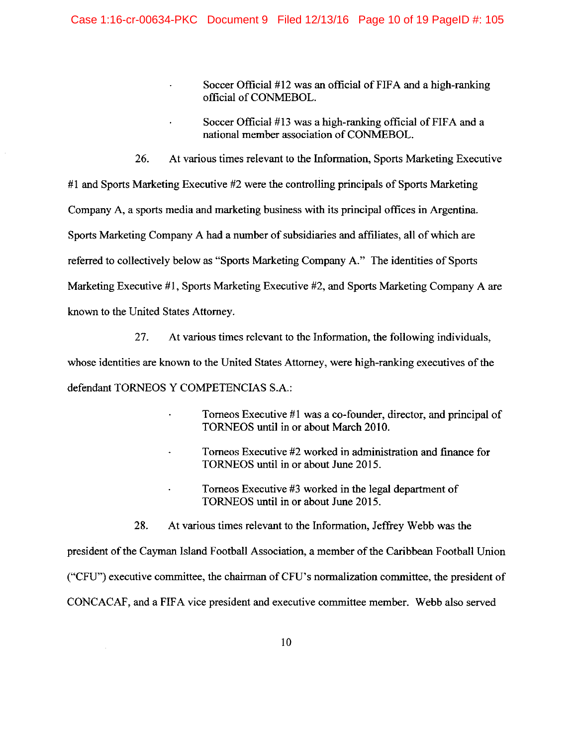- Soccer Official #12 was an official of FIFA and a high-ranking official of CONMEBOL.
- Soccer Official #13 was a high-ranking official of FIFA and a national member association of CONMEBOL.

26. At various times relevant to the Information, Sports Marketing Executive #1 and Sports Marketing Executive #2 were the controlling principals of Sports Marketing Company A, a sports media and marketing business with its principal offices in Argentina. Sports Marketing Company A had a number of subsidiaries and affiliates, all of which are referred to collectively below as "Sports Marketing Company A." The identities of Sports Marketing Executive #1, Sports Marketing Executive #2, and Sports Marketing Company A are known to the United States Attorney.

27. At various times relevant to the Information, the following individuals, whose identities are known to the United States Attorney, were high-ranking executives of the defendant TORNEOS Y COMPETENCIAS S.A.:

- Torneos Executive #1 was a co-founder, director, and principal of TORNEOS until in or about March 2010.
- Torneos Executive #2 worked in administration and finance for TORNEOS until in or about June 2015.
- Torneos Executive #3 worked in the legal department of TORNEOS until in or about June 2015.

28. At various times relevant to the Information, Jeffrey Webb was the president of the Cayman Island Football Association, a member of the Caribbean Football Union ("CFU") executive committee, the chairman of CFU's normalization committee, the president of CONCACAF, and a FIFA vice president and executive committee member. Webb also served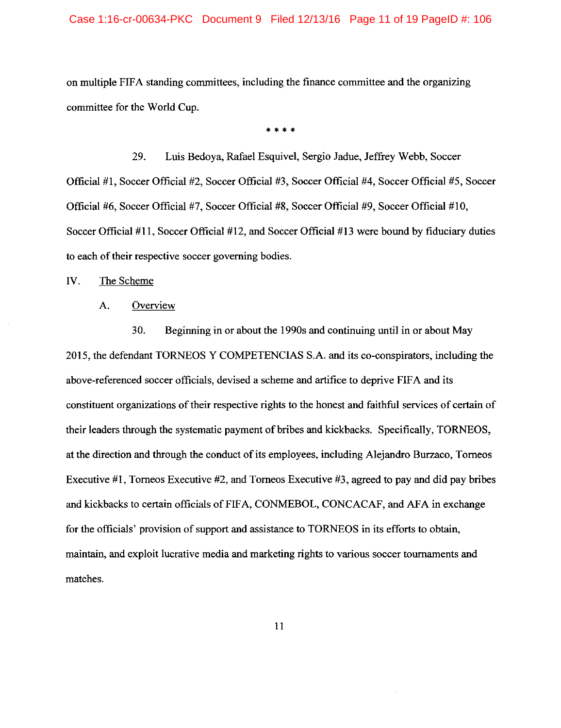on multiple FIFA standing committees, including the finance committee and the organizing committee for the World Cup.

\* \* \* \*

29. Luis Bedoya, Rafael Esquivel, Sergio Jadue, Jeffrey Webb, Soccer Official #1, Soccer Official #2, Soccer Official #3, Soccer Official #4, Soccer Official #5, Soccer Official #6, Soccer Official #7, Soccer Official #8, Soccer Official #9, Soccer Official #10, Soccer Official #11, Soccer Official #12, and Soccer Official #13 were bound by fiduciary duties to each of their respective soccer governing bodies.

## IV. The Scheme

### A. Overview

30. Beginning in or about the 1990s and continuing until in or about May 2015, the defendant TORNEOS Y COMPETENCIAS S.A. and its co-conspirators, including the above-referenced soccer officials, devised a scheme and artifice to deprive FIFA and its constituent organizations of their respective rights to the honest and faithful services of certain of their leaders through the systematic payment of bribes and kickbacks. Specifically, TORNEOS, at the direction and through the conduct of its employees, including Alejandro Burzaco, Torneos Executive #1, Torneos Executive #2, and Torneos Executive #3, agreed to pay and did pay bribes and kickbacks to certain officials of FIFA, CONMEBOL, CONCACAF, and AFA in exchange for the officials' provision of support and assistance to TORNEOS in its efforts to obtain, maintain, and exploit lucrative media and marketing rights to various soccer tournaments and matches.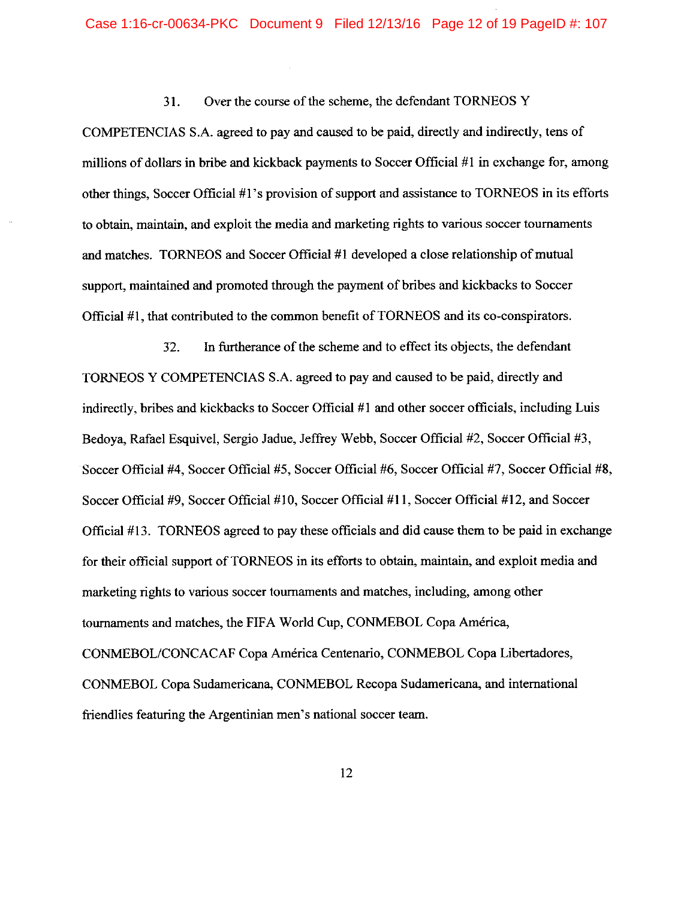31. Over the course of the scheme, the defendant TORNEOS Y COMPETENCIAS S.A. agreed to pay and caused to be paid, directly and indirectly, tens of millions of dollars in bribe and kickback payments to Soccer Official #1 in exchange for, among other things, Soccer Official #1's provision of support and assistance to TORNEOS in its efforts to obtain, maintain, and exploit the media and marketing rights to various soccer tournaments and matches. TORNEOS and Soccer Official #1 developed a close relationship of mutual support, maintained and promoted through the payment of bribes and kickbacks to Soccer Official #1, that contributed to the common benefit of TORNEOS and its co-conspirators.

32. In furtherance of the scheme and to effect its objects, the defendant TORNEOS Y COMPETENCIAS S.A. agreed to pay and caused to be paid, directly and indirectly, bribes and kickbacks to Soccer Official #1 and other soccer officials, including Luis Bedoya, Rafael Esquivel, Sergio Jadue, Jeffrey Webb, Soccer Official #2, Soccer Official #3, Soccer Official #4, Soccer Official #5, Soccer Official #6, Soccer Official #7, Soccer Official #8, Soccer Official #9, Soccer Official #10, Soccer Official #11, Soccer Official #12, and Soccer Official #13. TORNEOS agreed to pay these officials and did cause them to be paid in exchange for their official support of TORNEOS in its efforts to obtain, maintain, and exploit media and marketing rights to various soccer tournaments and matches, including, among other tournaments and matches, the FIFA World Cup, CONMEBOL Copa América, CONMEBOL/CONCACAF Copa América Centenario, CONMEBOL Copa Libertadores, CONMEBOL Copa Sudamericana, CONMEBOL Recopa Sudamericana, and international friendlies featuring the Argentinian men's national soccer team.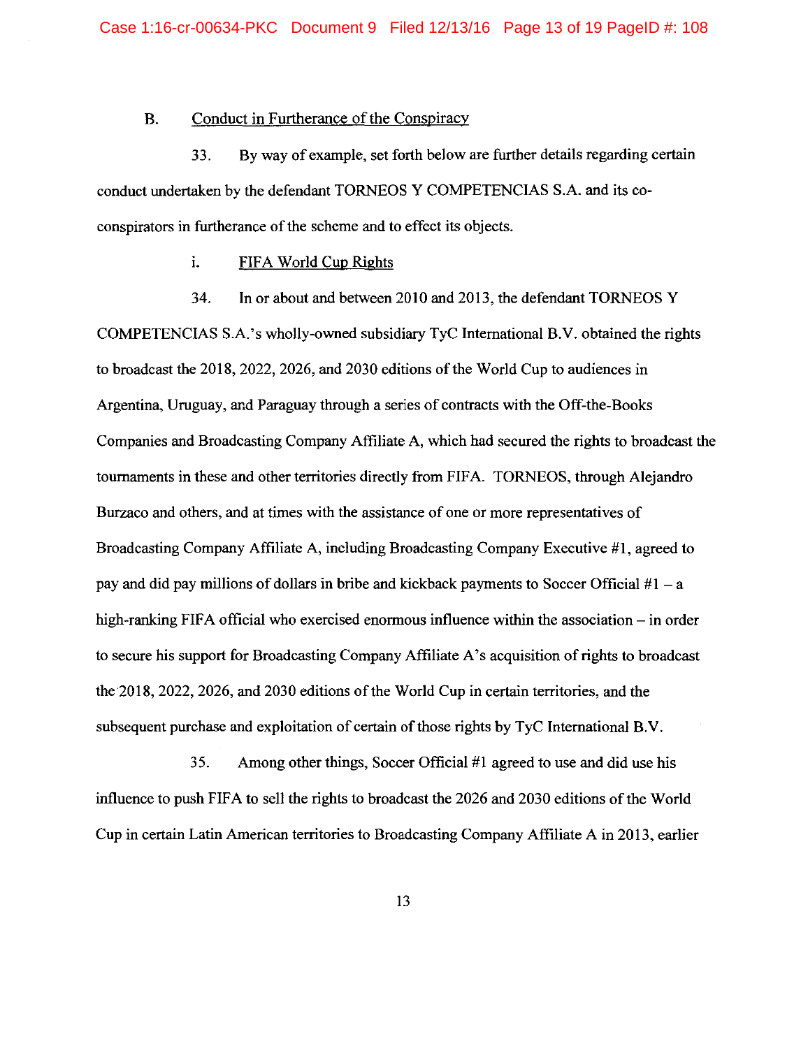B. Conduct in Furtherance of the Conspiracy

33. By way of example, set forth below are further details regarding certain conduct undertaken by the defendant TORNEOS Y COMPETENCIAS S.A. and its co-conspirators in furtherance of the scheme and to effect its objects.

i. FIFA World Cup Rights

34. In or about and between 2010 and 2013, the defendant TORNEOS Y COMPETENCIAS S.A.'s wholly-owned subsidiary TyC International B.V. obtained the rights to broadcast the 2018, 2022, 2026, and 2030 editions of the World Cup to audiences in Argentina, Uruguay, and Paraguay through a series of contracts with the Off-the-Books Companies and Broadcasting Company Affiliate A, which had secured the rights to broadcast the tournaments in these and other territories directly from FIFA. TORNEOS, through Alejandro Burzaco and others, and at times with the assistance of one or more representatives of Broadcasting Company Affiliate A, including Broadcasting Company Executive #1, agreed to pay and did pay millions of dollars in bribe and kickback payments to Soccer Official #1 – a high-ranking FIFA official who exercised enormous influence within the association – in order to secure his support for Broadcasting Company Affiliate A's acquisition of rights to broadcast the 2018, 2022, 2026, and 2030 editions of the World Cup in certain territories, and the subsequent purchase and exploitation of certain of those rights by TyC International B.V.

35. Among other things, Soccer Official #1 agreed to use and did use his influence to push FIFA to sell the rights to broadcast the 2026 and 2030 editions of the World Cup in certain Latin American territories to Broadcasting Company Affiliate A in 2013, earlier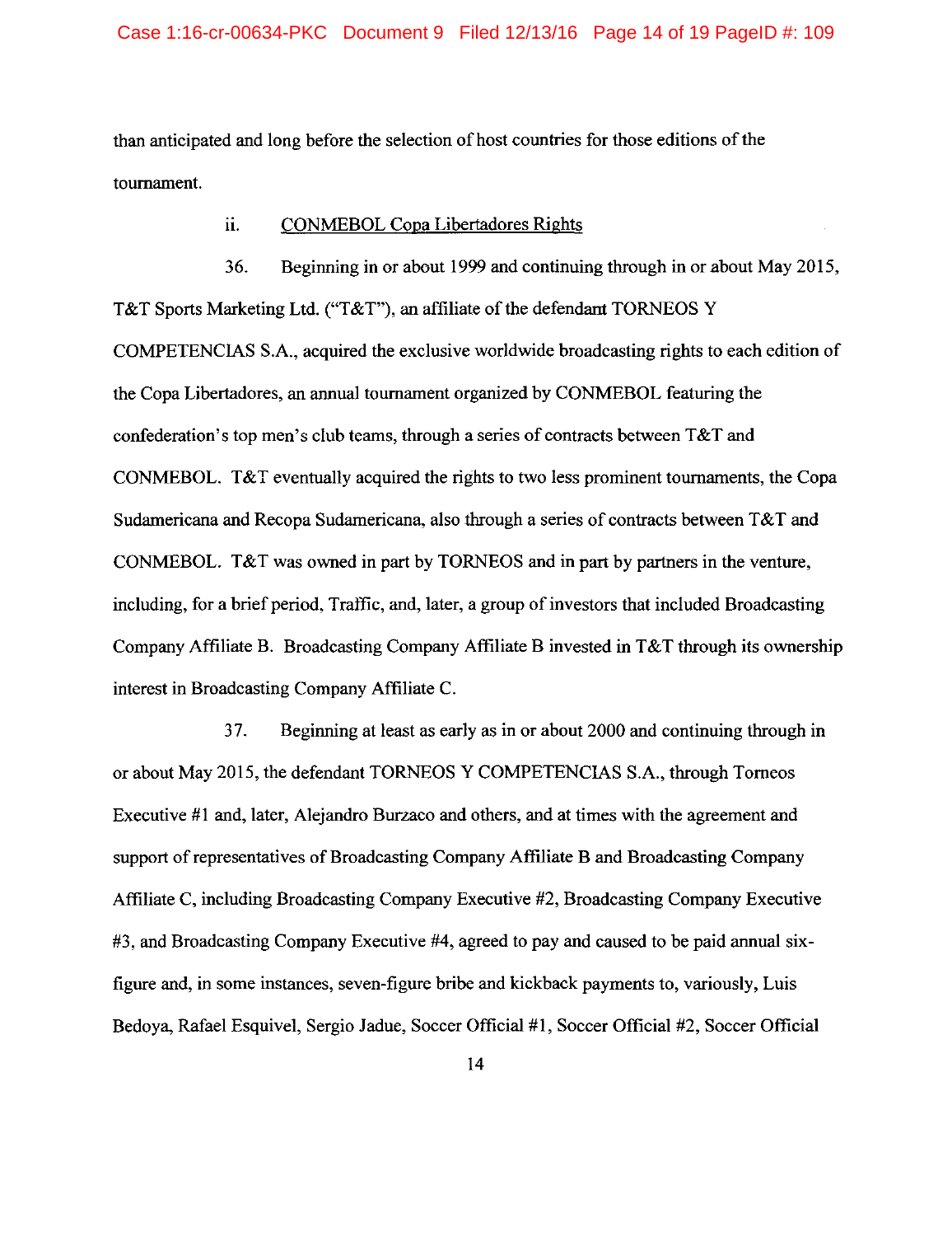than anticipated and long before the selection of host countries for those editions of the tournament.

ii. CONMEBOL Copa Libertadores Rights

36. Beginning in or about 1999 and continuing through in or about May 2015, T&T Sports Marketing Ltd. ("T&T"), an affiliate of the defendant TORNEOS Y COMPETENCIAS S.A., acquired the exclusive worldwide broadcasting rights to each edition of the Copa Libertadores, an annual tournament organized by CONMEBOL featuring the confederation's top men's club teams, through a series of contracts between T&T and CONMEBOL. T&T eventually acquired the rights to two less prominent tournaments, the Copa Sudamericana and Recopa Sudamericana, also through a series of contracts between T&T and CONMEBOL. T&T was owned in part by TORNEOS and in part by partners in the venture, including, for a brief period, Traffic, and, later, a group of investors that included Broadcasting Company Affiliate B. Broadcasting Company Affiliate B invested in T&T through its ownership interest in Broadcasting Company Affiliate C.

37. Beginning at least as early as in or about 2000 and continuing through in or about May 2015, the defendant TORNEOS Y COMPETENCIAS S.A., through Torneos Executive #1 and, later, Alejandro Burzaco and others, and at times with the agreement and support of representatives of Broadcasting Company Affiliate B and Broadcasting Company Affiliate C, including Broadcasting Company Executive #2, Broadcasting Company Executive #3, and Broadcasting Company Executive #4, agreed to pay and caused to be paid annual six-figure and, in some instances, seven-figure bribe and kickback payments to, variously, Luis Bedoya, Rafael Esquivel, Sergio Jadue, Soccer Official #1, Soccer Official #2, Soccer Official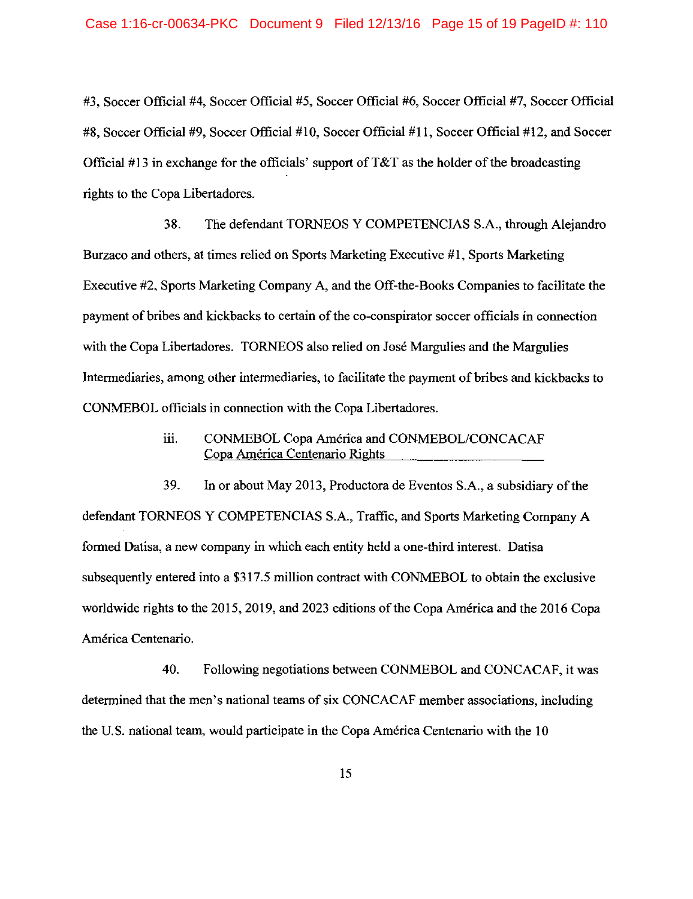#3, Soccer Official #4, Soccer Official #5, Soccer Official #6, Soccer Official #7, Soccer Official #8, Soccer Official #9, Soccer Official #10, Soccer Official #11, Soccer Official #12, and Soccer Official #13 in exchange for the officials' support of T&T as the holder of the broadcasting rights to the Copa Libertadores.

38. The defendant TORNEOS Y COMPETENCIAS S.A., through Alejandro Burzaco and others, at times relied on Sports Marketing Executive #1, Sports Marketing Executive #2, Sports Marketing Company A, and the Off-the-Books Companies to facilitate the payment of bribes and kickbacks to certain of the co-conspirator soccer officials in connection with the Copa Libertadores. TORNEOS also relied on José Margulies and the Margulies Intermediaries, among other intermediaries, to facilitate the payment of bribes and kickbacks to CONMEBOL officials in connection with the Copa Libertadores.

iii. CONMEBOL Copa América and CONMEBOL/CONCACAF Copa América Centenario Rights

39. In or about May 2013, Productora de Eventos S.A., a subsidiary of the defendant TORNEOS Y COMPETENCIAS S.A., Traffic, and Sports Marketing Company A formed Datisa, a new company in which each entity held a one-third interest. Datisa subsequently entered into a $317.5 million contract with CONMEBOL to obtain the exclusive worldwide rights to the 2015, 2019, and 2023 editions of the Copa América and the 2016 Copa América Centenario.

40. Following negotiations between CONMEBOL and CONCACAF, it was determined that the men's national teams of six CONCACAF member associations, including the U.S. national team, would participate in the Copa América Centenario with the 10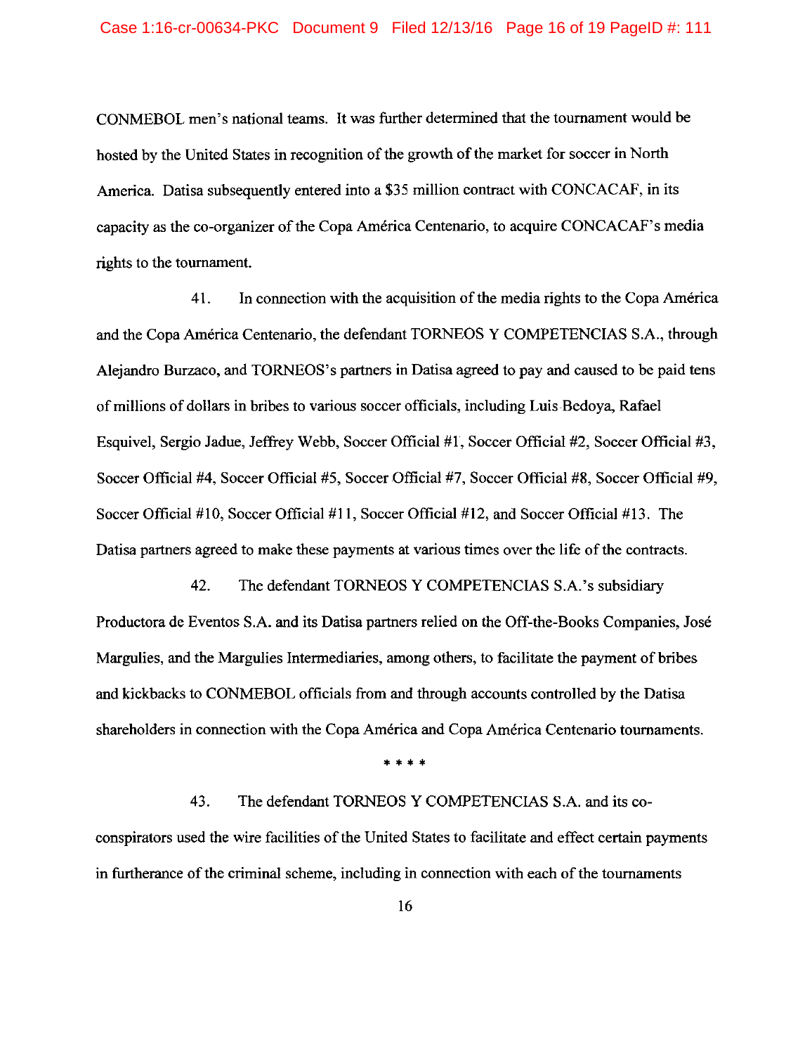CONMEBOL men's national teams. It was further determined that the tournament would be hosted by the United States in recognition of the growth of the market for soccer in North America. Datisa subsequently entered into a $35 million contract with CONCACAF, in its capacity as the co-organizer of the Copa América Centenario, to acquire CONCACAF's media rights to the tournament.

41. In connection with the acquisition of the media rights to the Copa América and the Copa América Centenario, the defendant TORNEOS Y COMPETENCIAS S.A., through Alejandro Burzaco, and TORNEOS's partners in Datisa agreed to pay and caused to be paid tens of millions of dollars in bribes to various soccer officials, including Luis Bedoya, Rafael Esquivel, Sergio Jadue, Jeffrey Webb, Soccer Official #1, Soccer Official #2, Soccer Official #3, Soccer Official #4, Soccer Official #5, Soccer Official #7, Soccer Official #8, Soccer Official #9, Soccer Official #10, Soccer Official #11, Soccer Official #12, and Soccer Official #13. The Datisa partners agreed to make these payments at various times over the life of the contracts.

42. The defendant TORNEOS Y COMPETENCIAS S.A.'s subsidiary Productora de Eventos S.A. and its Datisa partners relied on the Off-the-Books Companies, José Margulies, and the Margulies Intermediaries, among others, to facilitate the payment of bribes and kickbacks to CONMEBOL officials from and through accounts controlled by the Datisa shareholders in connection with the Copa América and Copa América Centenario tournaments.

\* \* \* \*

43. The defendant TORNEOS Y COMPETENCIAS S.A. and its co-conspirators used the wire facilities of the United States to facilitate and effect certain payments in furtherance of the criminal scheme, including in connection with each of the tournaments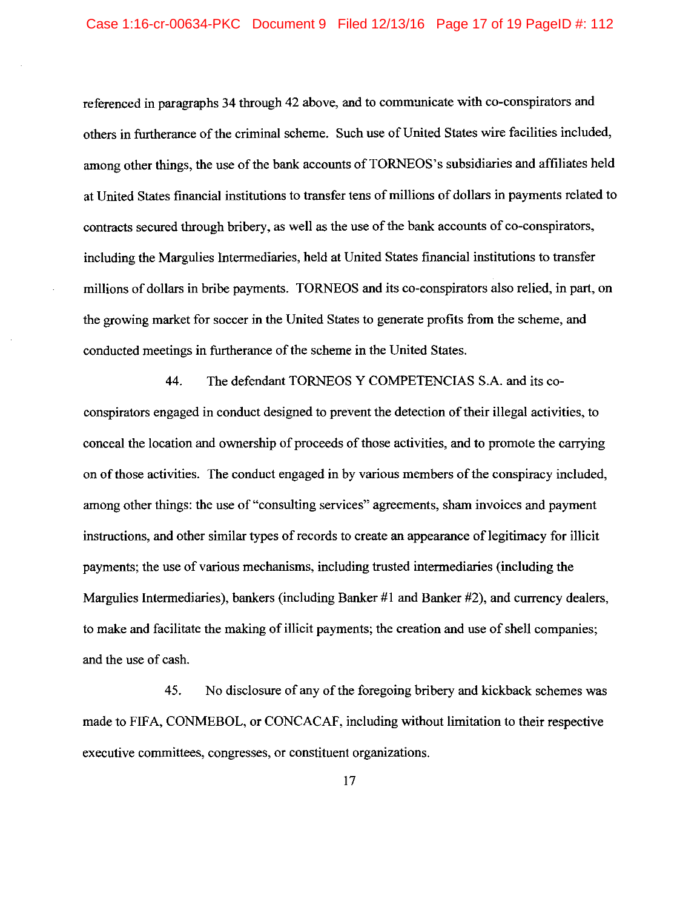referenced in paragraphs 34 through 42 above, and to communicate with co-conspirators and others in furtherance of the criminal scheme. Such use of United States wire facilities included, among other things, the use of the bank accounts of TORNEOS's subsidiaries and affiliates held at United States financial institutions to transfer tens of millions of dollars in payments related to contracts secured through bribery, as well as the use of the bank accounts of co-conspirators, including the Margulies Intermediaries, held at United States financial institutions to transfer millions of dollars in bribe payments. TORNEOS and its co-conspirators also relied, in part, on the growing market for soccer in the United States to generate profits from the scheme, and conducted meetings in furtherance of the scheme in the United States.

44. The defendant TORNEOS Y COMPETENCIAS S.A. and its co-conspirators engaged in conduct designed to prevent the detection of their illegal activities, to conceal the location and ownership of proceeds of those activities, and to promote the carrying on of those activities. The conduct engaged in by various members of the conspiracy included, among other things: the use of "consulting services" agreements, sham invoices and payment instructions, and other similar types of records to create an appearance of legitimacy for illicit payments; the use of various mechanisms, including trusted intermediaries (including the Margulies Intermediaries), bankers (including Banker #1 and Banker #2), and currency dealers, to make and facilitate the making of illicit payments; the creation and use of shell companies; and the use of cash.

45. No disclosure of any of the foregoing bribery and kickback schemes was made to FIFA, CONMEBOL, or CONCACAF, including without limitation to their respective executive committees, congresses, or constituent organizations.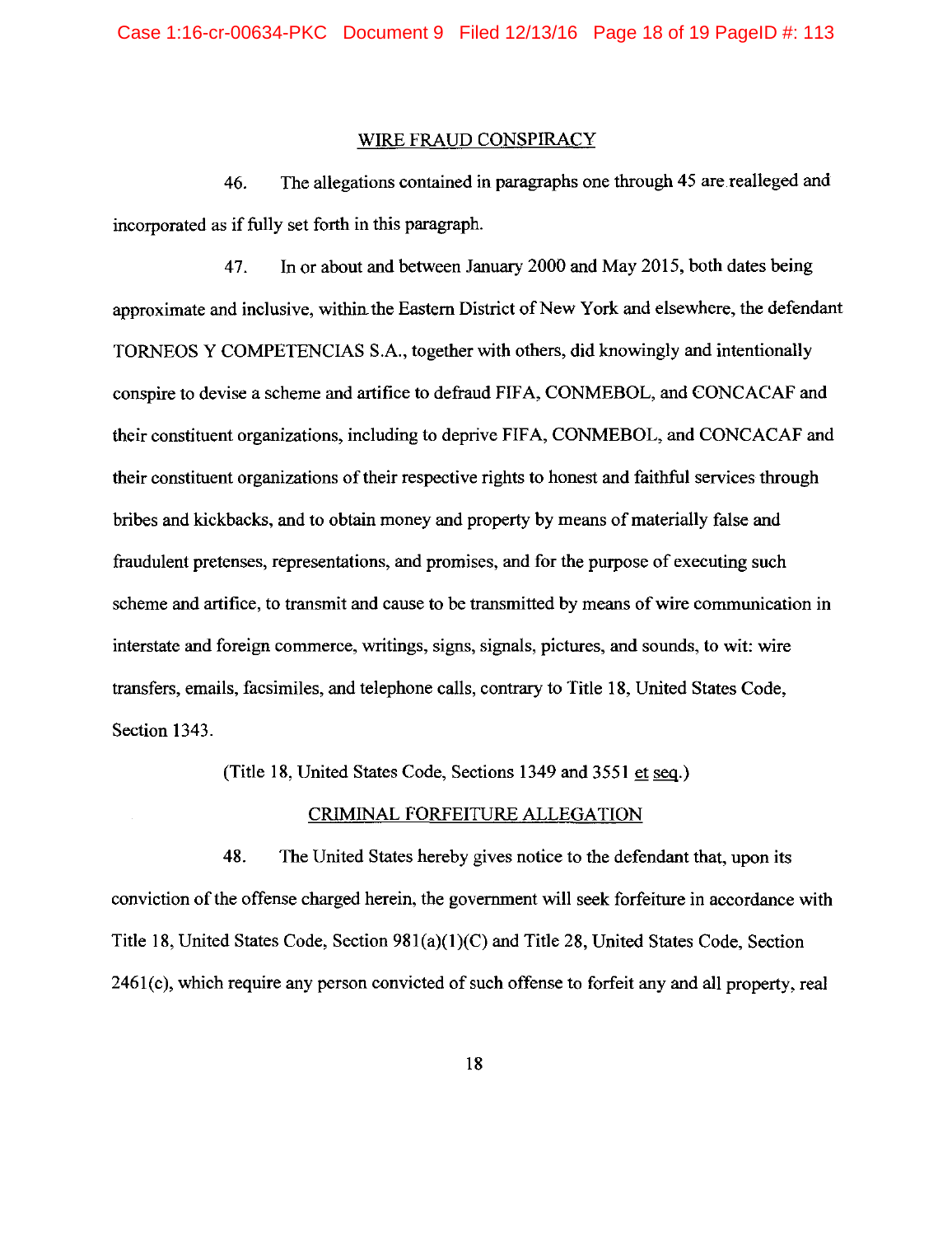## WIRE FRAUD CONSPIRACY

46. The allegations contained in paragraphs one through 45 are realleged and incorporated as if fully set forth in this paragraph.

47. In or about and between January 2000 and May 2015, both dates being approximate and inclusive, within the Eastern District of New York and elsewhere, the defendant TORNEOS Y COMPETENCIAS S.A., together with others, did knowingly and intentionally conspire to devise a scheme and artifice to defraud FIFA, CONMEBOL, and CONCACAF and their constituent organizations, including to deprive FIFA, CONMEBOL, and CONCACAF and their constituent organizations of their respective rights to honest and faithful services through bribes and kickbacks, and to obtain money and property by means of materially false and fraudulent pretenses, representations, and promises, and for the purpose of executing such scheme and artifice, to transmit and cause to be transmitted by means of wire communication in interstate and foreign commerce, writings, signs, signals, pictures, and sounds, to wit: wire transfers, emails, facsimiles, and telephone calls, contrary to Title 18, United States Code, Section 1343.

(Title 18, United States Code, Sections 1349 and 3551 et seq.)

## CRIMINAL FORFEITURE ALLEGATION

48. The United States hereby gives notice to the defendant that, upon its conviction of the offense charged herein, the government will seek forfeiture in accordance with Title 18, United States Code, Section 981(a)(1)(C) and Title 28, United States Code, Section 2461(c), which require any person convicted of such offense to forfeit any and all property, real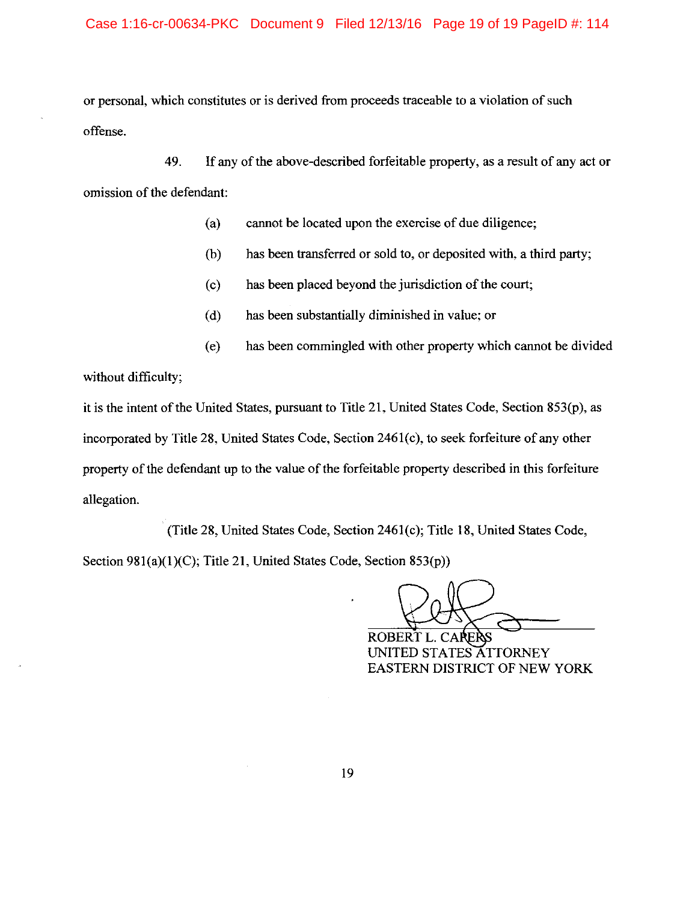or personal, which constitutes or is derived from proceeds traceable to a violation of such offense.

49. If any of the above-described forfeitable property, as a result of any act or omission of the defendant:

(a) cannot be located upon the exercise of due diligence;

(b) has been transferred or sold to, or deposited with, a third party;

(c) has been placed beyond the jurisdiction of the court;

(d) has been substantially diminished in value; or

(e) has been commingled with other property which cannot be divided without difficulty;

it is the intent of the United States, pursuant to Title 21, United States Code, Section 853(p), as incorporated by Title 28, United States Code, Section 2461(c), to seek forfeiture of any other property of the defendant up to the value of the forfeitable property described in this forfeiture allegation.

(Title 28, United States Code, Section 2461(c); Title 18, United States Code, Section 981(a)(1)(C); Title 21, United States Code, Section 853(p))

ROBERT L. CAPERS
UNITED STATES ATTORNEY
EASTERN DISTRICT OF NEW YORK